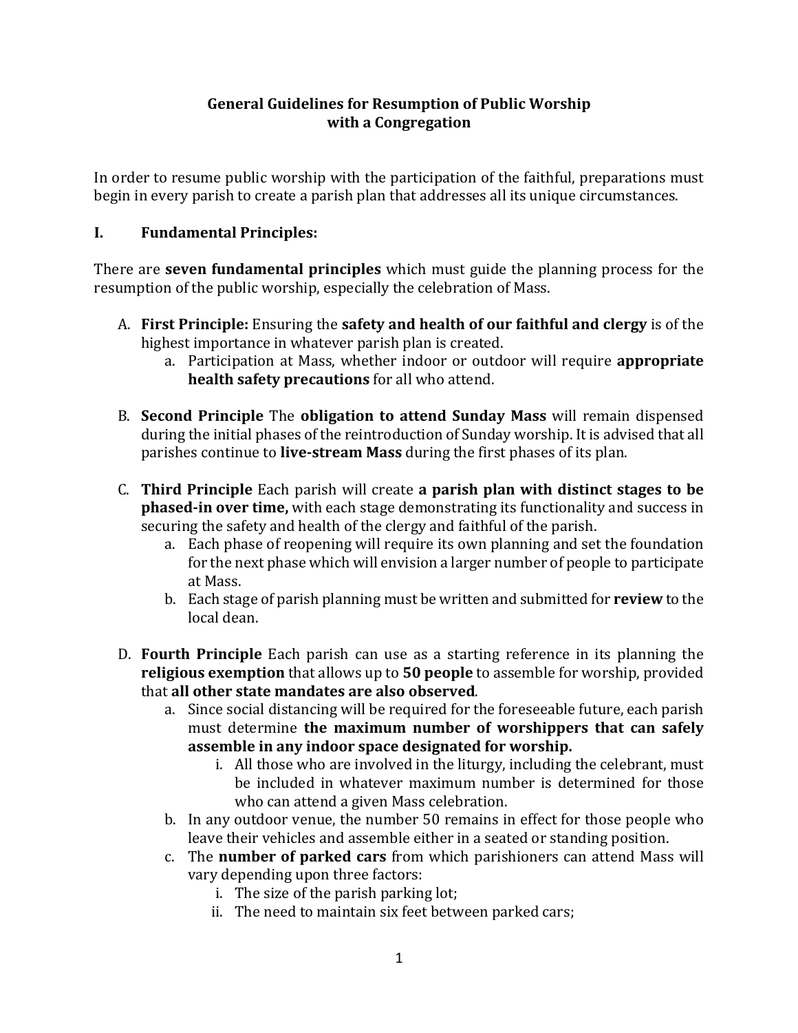# General Guidelines for Resumption of Public Worship with a Congregation

In order to resume public worship with the participation of the faithful, preparations must begin in every parish to create a parish plan that addresses all its unique circumstances.

## I. Fundamental Principles:

There are **seven fundamental principles** which must guide the planning process for the resumption of the public worship, especially the celebration of Mass.

A. **First Principle:** Ensuring the **safety and health of our faithful and clergy** is of the highest importance in whatever parish plan is created.
   a. Participation at Mass, whether indoor or outdoor will require **appropriate health safety precautions** for all who attend.

B. **Second Principle** The **obligation to attend Sunday Mass** will remain dispensed during the initial phases of the reintroduction of Sunday worship. It is advised that all parishes continue to **live-stream Mass** during the first phases of its plan.

C. **Third Principle** Each parish will create **a parish plan with distinct stages to be phased-in over time,** with each stage demonstrating its functionality and success in securing the safety and health of the clergy and faithful of the parish.
   a. Each phase of reopening will require its own planning and set the foundation for the next phase which will envision a larger number of people to participate at Mass.
   b. Each stage of parish planning must be written and submitted for **review** to the local dean.

D. **Fourth Principle** Each parish can use as a starting reference in its planning the **religious exemption** that allows up to **50 people** to assemble for worship, provided that **all other state mandates are also observed**.
   a. Since social distancing will be required for the foreseeable future, each parish must determine **the maximum number of worshippers that can safely assemble in any indoor space designated for worship.**
      i. All those who are involved in the liturgy, including the celebrant, must be included in whatever maximum number is determined for those who can attend a given Mass celebration.
   b. In any outdoor venue, the number 50 remains in effect for those people who leave their vehicles and assemble either in a seated or standing position.
   c. The **number of parked cars** from which parishioners can attend Mass will vary depending upon three factors:
      i. The size of the parish parking lot;
      ii. The need to maintain six feet between parked cars;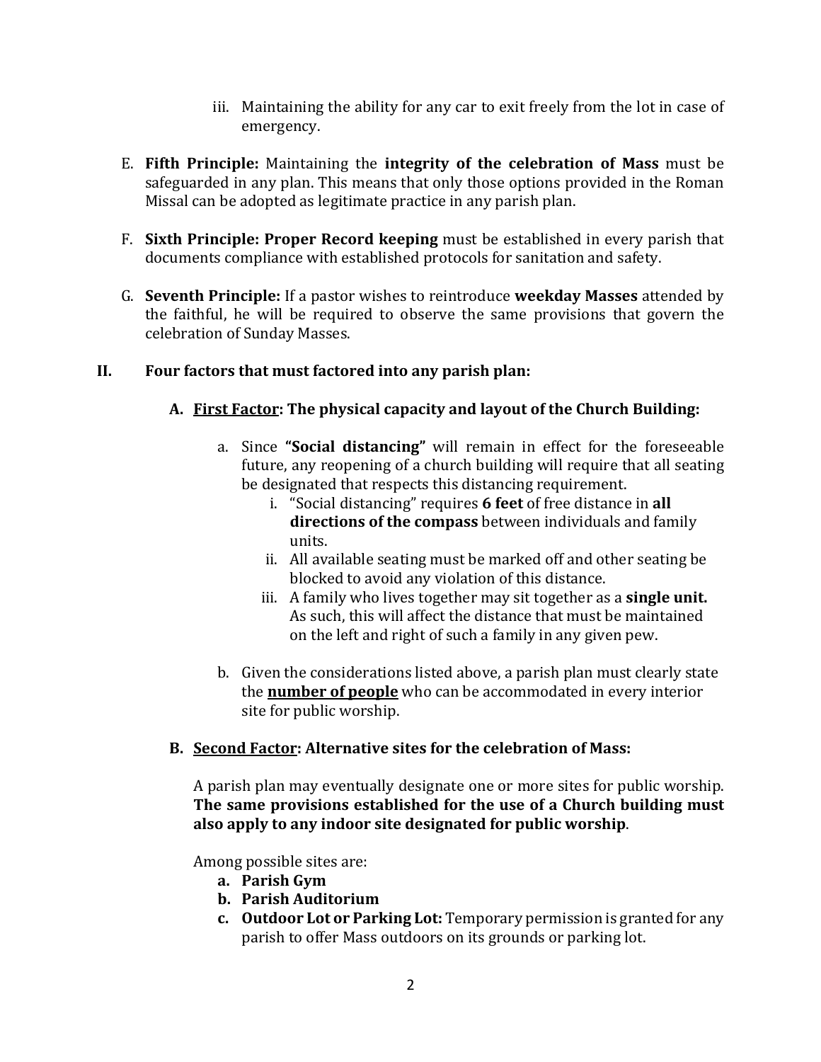iii. Maintaining the ability for any car to exit freely from the lot in case of emergency.

E. **Fifth Principle:** Maintaining the **integrity of the celebration of Mass** must be safeguarded in any plan. This means that only those options provided in the Roman Missal can be adopted as legitimate practice in any parish plan.

F. **Sixth Principle: Proper Record keeping** must be established in every parish that documents compliance with established protocols for sanitation and safety.

G. **Seventh Principle:** If a pastor wishes to reintroduce **weekday Masses** attended by the faithful, he will be required to observe the same provisions that govern the celebration of Sunday Masses.

## II. Four factors that must factored into any parish plan:

### A. <u>First Factor</u>: The physical capacity and layout of the Church Building:

a. Since **"Social distancing"** will remain in effect for the foreseeable future, any reopening of a church building will require that all seating be designated that respects this distancing requirement.

   i. "Social distancing" requires **6 feet** of free distance in **all directions of the compass** between individuals and family units.

   ii. All available seating must be marked off and other seating be blocked to avoid any violation of this distance.

   iii. A family who lives together may sit together as a **single unit.** As such, this will affect the distance that must be maintained on the left and right of such a family in any given pew.

b. Given the considerations listed above, a parish plan must clearly state the <u>**number of people**</u> who can be accommodated in every interior site for public worship.

### B. <u>Second Factor</u>: Alternative sites for the celebration of Mass:

A parish plan may eventually designate one or more sites for public worship. **The same provisions established for the use of a Church building must also apply to any indoor site designated for public worship**.

Among possible sites are:

a. **Parish Gym**

b. **Parish Auditorium**

c. **Outdoor Lot or Parking Lot:** Temporary permission is granted for any parish to offer Mass outdoors on its grounds or parking lot.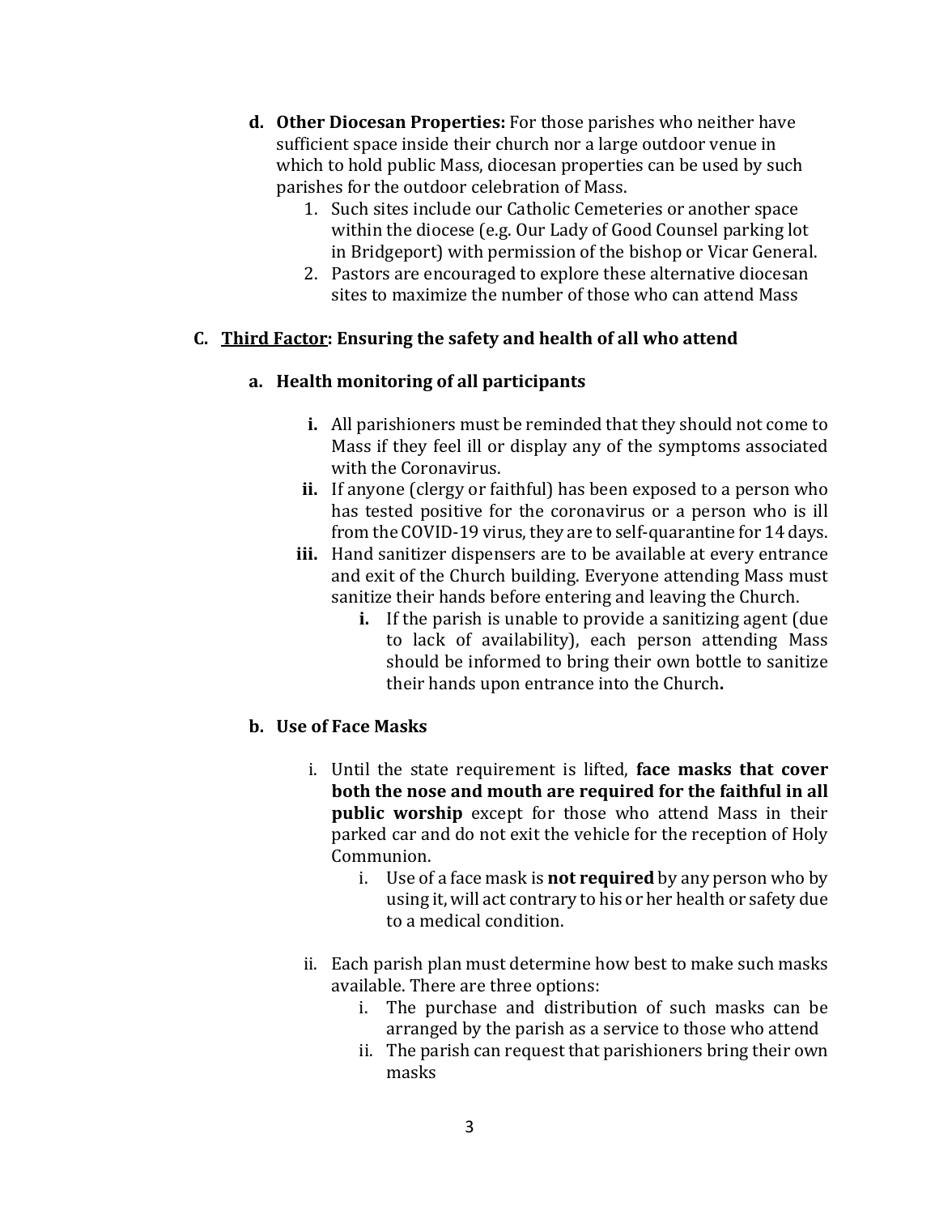- **d. Other Diocesan Properties:** For those parishes who neither have sufficient space inside their church nor a large outdoor venue in which to hold public Mass, diocesan properties can be used by such parishes for the outdoor celebration of Mass.
  1. Such sites include our Catholic Cemeteries or another space within the diocese (e.g. Our Lady of Good Counsel parking lot in Bridgeport) with permission of the bishop or Vicar General.
  2. Pastors are encouraged to explore these alternative diocesan sites to maximize the number of those who can attend Mass

## C. <u>Third Factor</u>: Ensuring the safety and health of all who attend

### a. Health monitoring of all participants

- **i.** All parishioners must be reminded that they should not come to Mass if they feel ill or display any of the symptoms associated with the Coronavirus.
- **ii.** If anyone (clergy or faithful) has been exposed to a person who has tested positive for the coronavirus or a person who is ill from the COVID-19 virus, they are to self-quarantine for 14 days.
- **iii.** Hand sanitizer dispensers are to be available at every entrance and exit of the Church building. Everyone attending Mass must sanitize their hands before entering and leaving the Church.
  - **i.** If the parish is unable to provide a sanitizing agent (due to lack of availability), each person attending Mass should be informed to bring their own bottle to sanitize their hands upon entrance into the Church**.**

### b. Use of Face Masks

- i. Until the state requirement is lifted, **face masks that cover both the nose and mouth are required for the faithful in all public worship** except for those who attend Mass in their parked car and do not exit the vehicle for the reception of Holy Communion.
  - i. Use of a face mask is **not required** by any person who by using it, will act contrary to his or her health or safety due to a medical condition.
- ii. Each parish plan must determine how best to make such masks available. There are three options:
  - i. The purchase and distribution of such masks can be arranged by the parish as a service to those who attend
  - ii. The parish can request that parishioners bring their own masks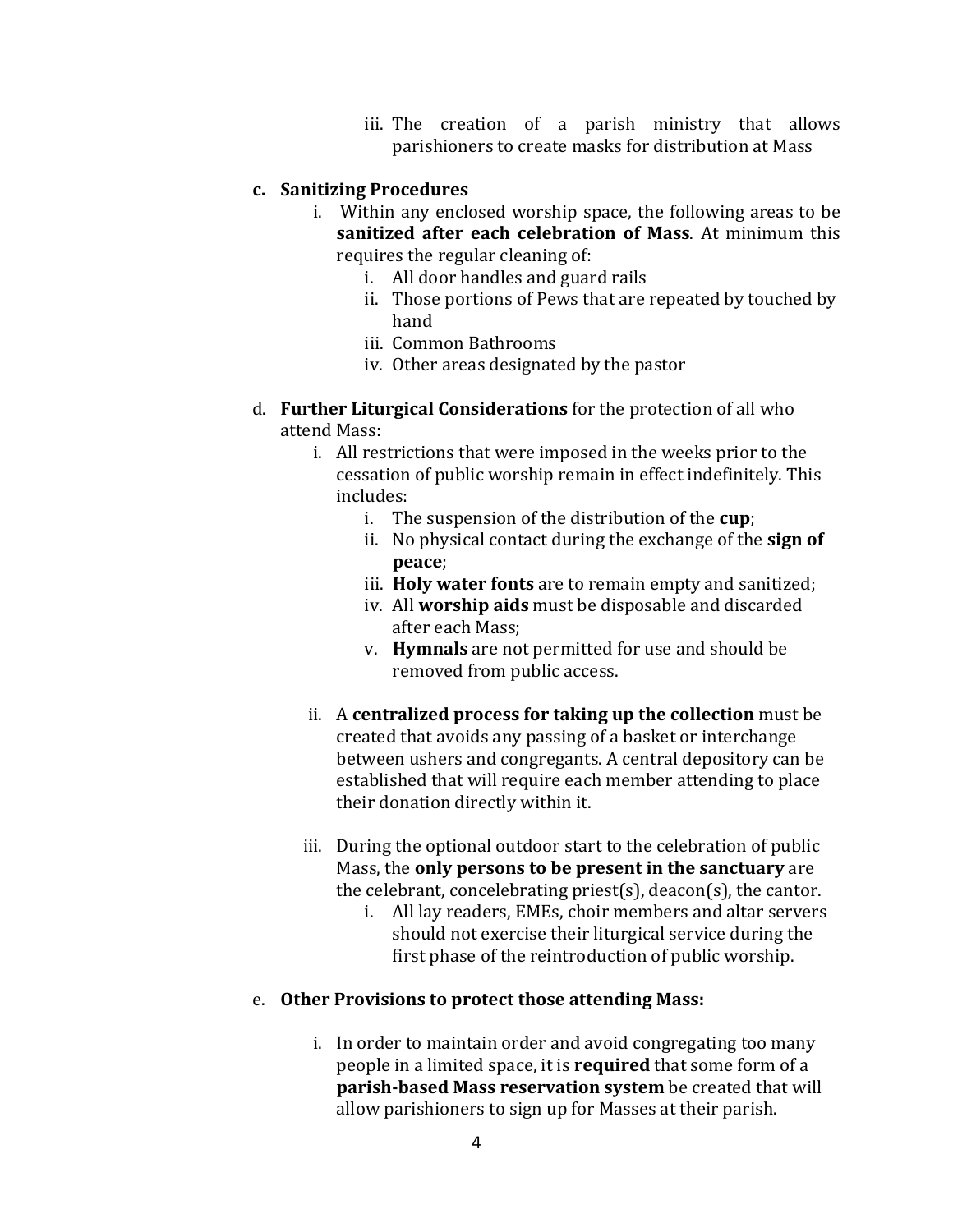iii. The creation of a parish ministry that allows parishioners to create masks for distribution at Mass

**c. Sanitizing Procedures**

   i. Within any enclosed worship space, the following areas to be **sanitized after each celebration of Mass**. At minimum this requires the regular cleaning of:
      i. All door handles and guard rails
      ii. Those portions of Pews that are repeated by touched by hand
      iii. Common Bathrooms
      iv. Other areas designated by the pastor

d. **Further Liturgical Considerations** for the protection of all who attend Mass:

   i. All restrictions that were imposed in the weeks prior to the cessation of public worship remain in effect indefinitely. This includes:
      i. The suspension of the distribution of the **cup**;
      ii. No physical contact during the exchange of the **sign of peace**;
      iii. **Holy water fonts** are to remain empty and sanitized;
      iv. All **worship aids** must be disposable and discarded after each Mass;
      v. **Hymnals** are not permitted for use and should be removed from public access.

   ii. A **centralized process for taking up the collection** must be created that avoids any passing of a basket or interchange between ushers and congregants. A central depository can be established that will require each member attending to place their donation directly within it.

   iii. During the optional outdoor start to the celebration of public Mass, the **only persons to be present in the sanctuary** are the celebrant, concelebrating priest(s), deacon(s), the cantor.
      i. All lay readers, EMEs, choir members and altar servers should not exercise their liturgical service during the first phase of the reintroduction of public worship.

e. **Other Provisions to protect those attending Mass:**

   i. In order to maintain order and avoid congregating too many people in a limited space, it is **required** that some form of a **parish-based Mass reservation system** be created that will allow parishioners to sign up for Masses at their parish.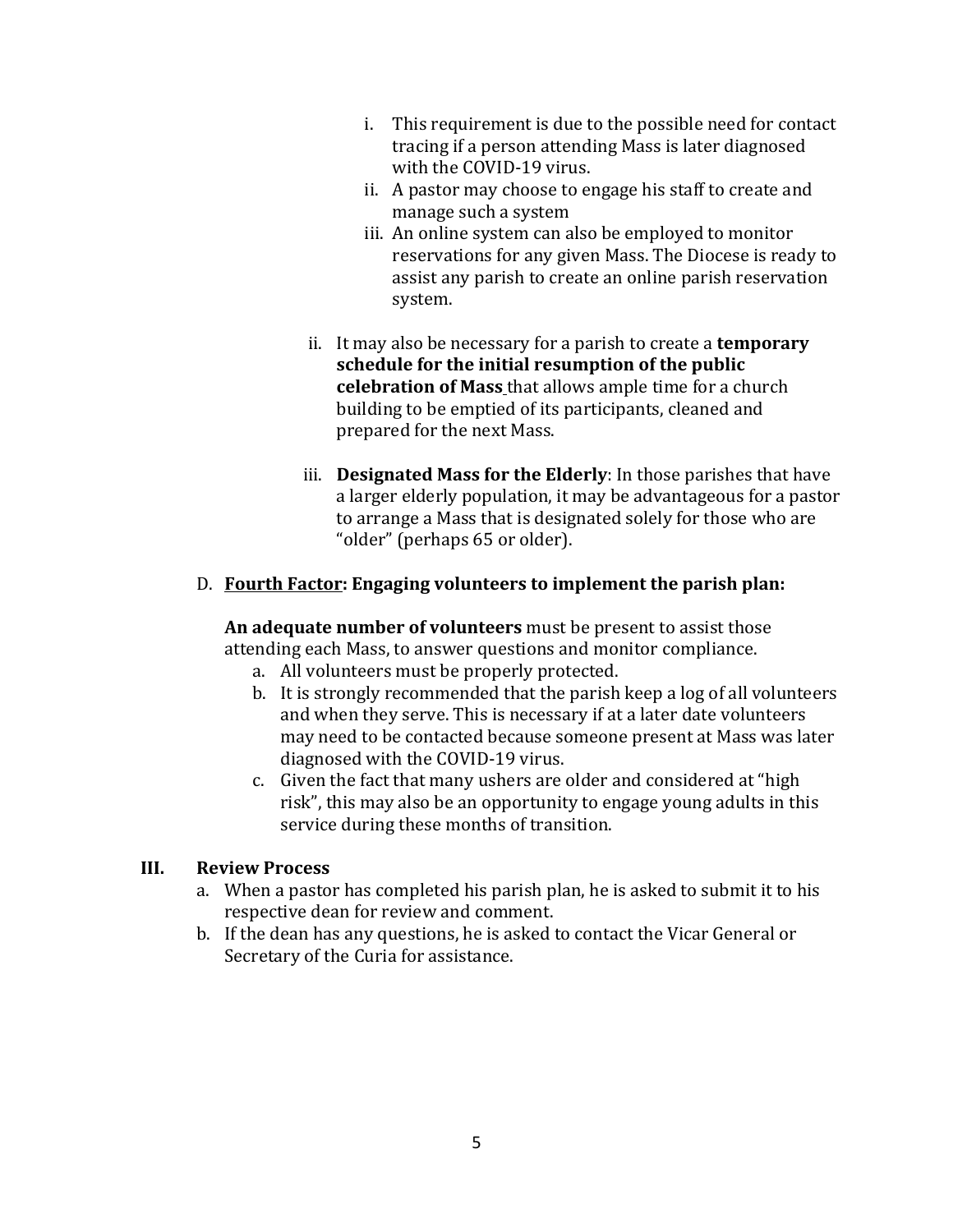i. This requirement is due to the possible need for contact tracing if a person attending Mass is later diagnosed with the COVID-19 virus.
ii. A pastor may choose to engage his staff to create and manage such a system
iii. An online system can also be employed to monitor reservations for any given Mass. The Diocese is ready to assist any parish to create an online parish reservation system.

ii. It may also be necessary for a parish to create a **temporary schedule for the initial resumption of the public celebration of Mass** that allows ample time for a church building to be emptied of its participants, cleaned and prepared for the next Mass.

iii. **Designated Mass for the Elderly**: In those parishes that have a larger elderly population, it may be advantageous for a pastor to arrange a Mass that is designated solely for those who are "older" (perhaps 65 or older).

D. **Fourth Factor: Engaging volunteers to implement the parish plan:**

**An adequate number of volunteers** must be present to assist those attending each Mass, to answer questions and monitor compliance.

a. All volunteers must be properly protected.
b. It is strongly recommended that the parish keep a log of all volunteers and when they serve. This is necessary if at a later date volunteers may need to be contacted because someone present at Mass was later diagnosed with the COVID-19 virus.
c. Given the fact that many ushers are older and considered at "high risk", this may also be an opportunity to engage young adults in this service during these months of transition.

## III. Review Process

a. When a pastor has completed his parish plan, he is asked to submit it to his respective dean for review and comment.
b. If the dean has any questions, he is asked to contact the Vicar General or Secretary of the Curia for assistance.